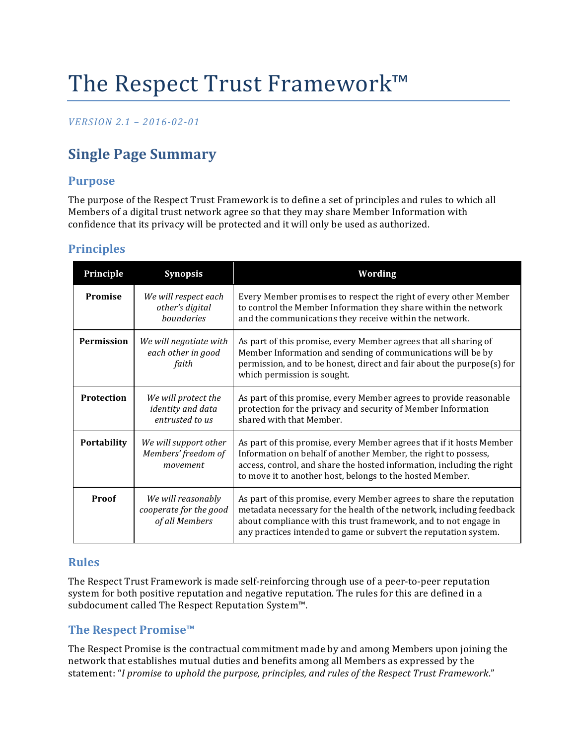# The Respect Trust Framework™

*VERSION 2.1 – 2016-02-01*

## Single Page Summary

### Purpose

The purpose of the Respect Trust Framework is to define a set of principles and rules to which all Members of a digital trust network agree so that they may share Member Information with confidence that its privacy will be protected and it will only be used as authorized.

### Principles

| Principle | Synopsis | Wording |
|---|---|---|
| **Promise** | *We will respect each other's digital boundaries* | Every Member promises to respect the right of every other Member to control the Member Information they share within the network and the communications they receive within the network. |
| **Permission** | *We will negotiate with each other in good faith* | As part of this promise, every Member agrees that all sharing of Member Information and sending of communications will be by permission, and to be honest, direct and fair about the purpose(s) for which permission is sought. |
| **Protection** | *We will protect the identity and data entrusted to us* | As part of this promise, every Member agrees to provide reasonable protection for the privacy and security of Member Information shared with that Member. |
| **Portability** | *We will support other Members' freedom of movement* | As part of this promise, every Member agrees that if it hosts Member Information on behalf of another Member, the right to possess, access, control, and share the hosted information, including the right to move it to another host, belongs to the hosted Member. |
| **Proof** | *We will reasonably cooperate for the good of all Members* | As part of this promise, every Member agrees to share the reputation metadata necessary for the health of the network, including feedback about compliance with this trust framework, and to not engage in any practices intended to game or subvert the reputation system. |

### Rules

The Respect Trust Framework is made self-reinforcing through use of a peer-to-peer reputation system for both positive reputation and negative reputation. The rules for this are defined in a subdocument called The Respect Reputation System™.

### The Respect Promise™

The Respect Promise is the contractual commitment made by and among Members upon joining the network that establishes mutual duties and benefits among all Members as expressed by the statement: "*I promise to uphold the purpose, principles, and rules of the Respect Trust Framework*."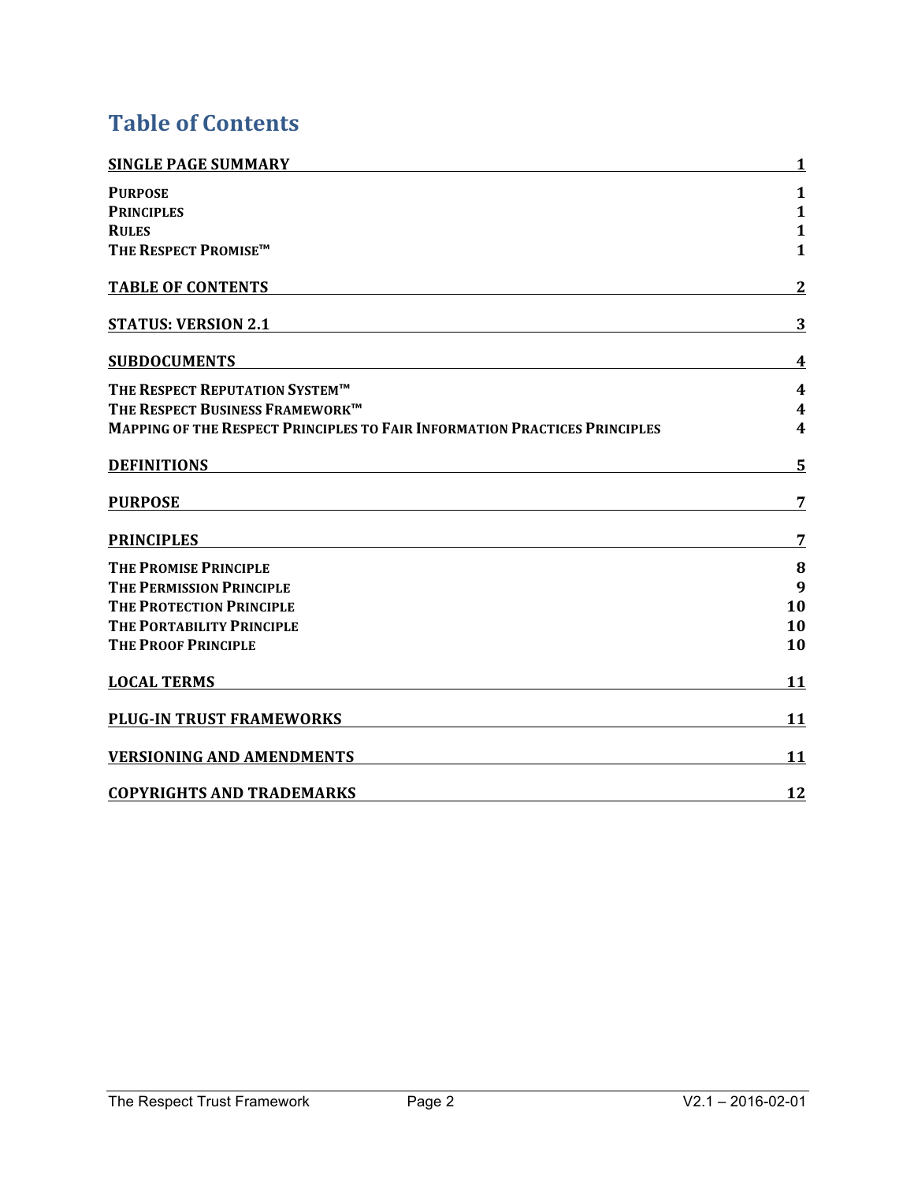# Table of Contents

| | |
|---|---|
| **SINGLE PAGE SUMMARY** | **1** |
| **PURPOSE** | **1** |
| **PRINCIPLES** | **1** |
| **RULES** | **1** |
| **THE RESPECT PROMISE™** | **1** |
| **TABLE OF CONTENTS** | **2** |
| **STATUS: VERSION 2.1** | **3** |
| **SUBDOCUMENTS** | **4** |
| **THE RESPECT REPUTATION SYSTEM™** | **4** |
| **THE RESPECT BUSINESS FRAMEWORK™** | **4** |
| **MAPPING OF THE RESPECT PRINCIPLES TO FAIR INFORMATION PRACTICES PRINCIPLES** | **4** |
| **DEFINITIONS** | **5** |
| **PURPOSE** | **7** |
| **PRINCIPLES** | **7** |
| **THE PROMISE PRINCIPLE** | **8** |
| **THE PERMISSION PRINCIPLE** | **9** |
| **THE PROTECTION PRINCIPLE** | **10** |
| **THE PORTABILITY PRINCIPLE** | **10** |
| **THE PROOF PRINCIPLE** | **10** |
| **LOCAL TERMS** | **11** |
| **PLUG-IN TRUST FRAMEWORKS** | **11** |
| **VERSIONING AND AMENDMENTS** | **11** |
| **COPYRIGHTS AND TRADEMARKS** | **12** |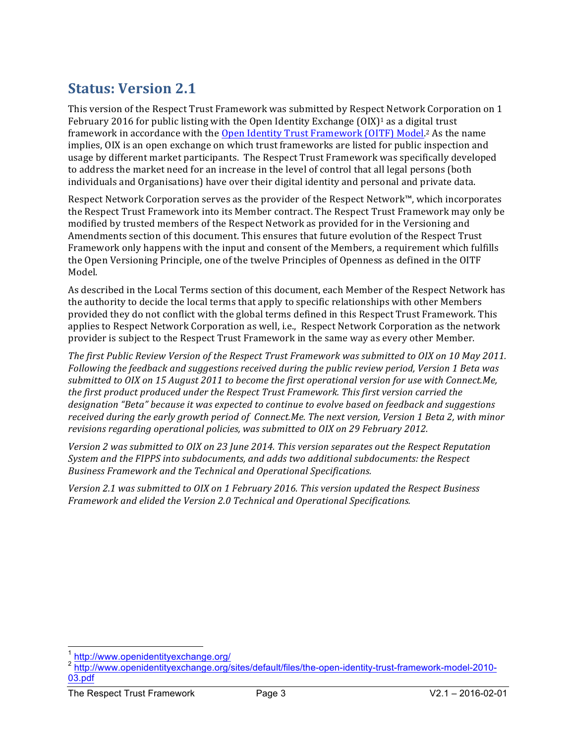## Status: Version 2.1

This version of the Respect Trust Framework was submitted by Respect Network Corporation on 1 February 2016 for public listing with the Open Identity Exchange (OIX)[1] as a digital trust framework in accordance with the [Open Identity Trust Framework (OITF) Model](http://www.openidentityexchange.org/sites/default/files/the-open-identity-trust-framework-model-2010-03.pdf).[2] As the name implies, OIX is an open exchange on which trust frameworks are listed for public inspection and usage by different market participants. The Respect Trust Framework was specifically developed to address the market need for an increase in the level of control that all legal persons (both individuals and Organisations) have over their digital identity and personal and private data.

Respect Network Corporation serves as the provider of the Respect Network™, which incorporates the Respect Trust Framework into its Member contract. The Respect Trust Framework may only be modified by trusted members of the Respect Network as provided for in the Versioning and Amendments section of this document. This ensures that future evolution of the Respect Trust Framework only happens with the input and consent of the Members, a requirement which fulfills the Open Versioning Principle, one of the twelve Principles of Openness as defined in the OITF Model.

As described in the Local Terms section of this document, each Member of the Respect Network has the authority to decide the local terms that apply to specific relationships with other Members provided they do not conflict with the global terms defined in this Respect Trust Framework. This applies to Respect Network Corporation as well, i.e., Respect Network Corporation as the network provider is subject to the Respect Trust Framework in the same way as every other Member.

*The first Public Review Version of the Respect Trust Framework was submitted to OIX on 10 May 2011. Following the feedback and suggestions received during the public review period, Version 1 Beta was submitted to OIX on 15 August 2011 to become the first operational version for use with Connect.Me, the first product produced under the Respect Trust Framework. This first version carried the designation "Beta" because it was expected to continue to evolve based on feedback and suggestions received during the early growth period of Connect.Me. The next version, Version 1 Beta 2, with minor revisions regarding operational policies, was submitted to OIX on 29 February 2012.*

*Version 2 was submitted to OIX on 23 June 2014. This version separates out the Respect Reputation System and the FIPPS into subdocuments, and adds two additional subdocuments: the Respect Business Framework and the Technical and Operational Specifications.*

*Version 2.1 was submitted to OIX on 1 February 2016. This version updated the Respect Business Framework and elided the Version 2.0 Technical and Operational Specifications.*

---

[1] http://www.openidentityexchange.org/

[2] http://www.openidentityexchange.org/sites/default/files/the-open-identity-trust-framework-model-2010-03.pdf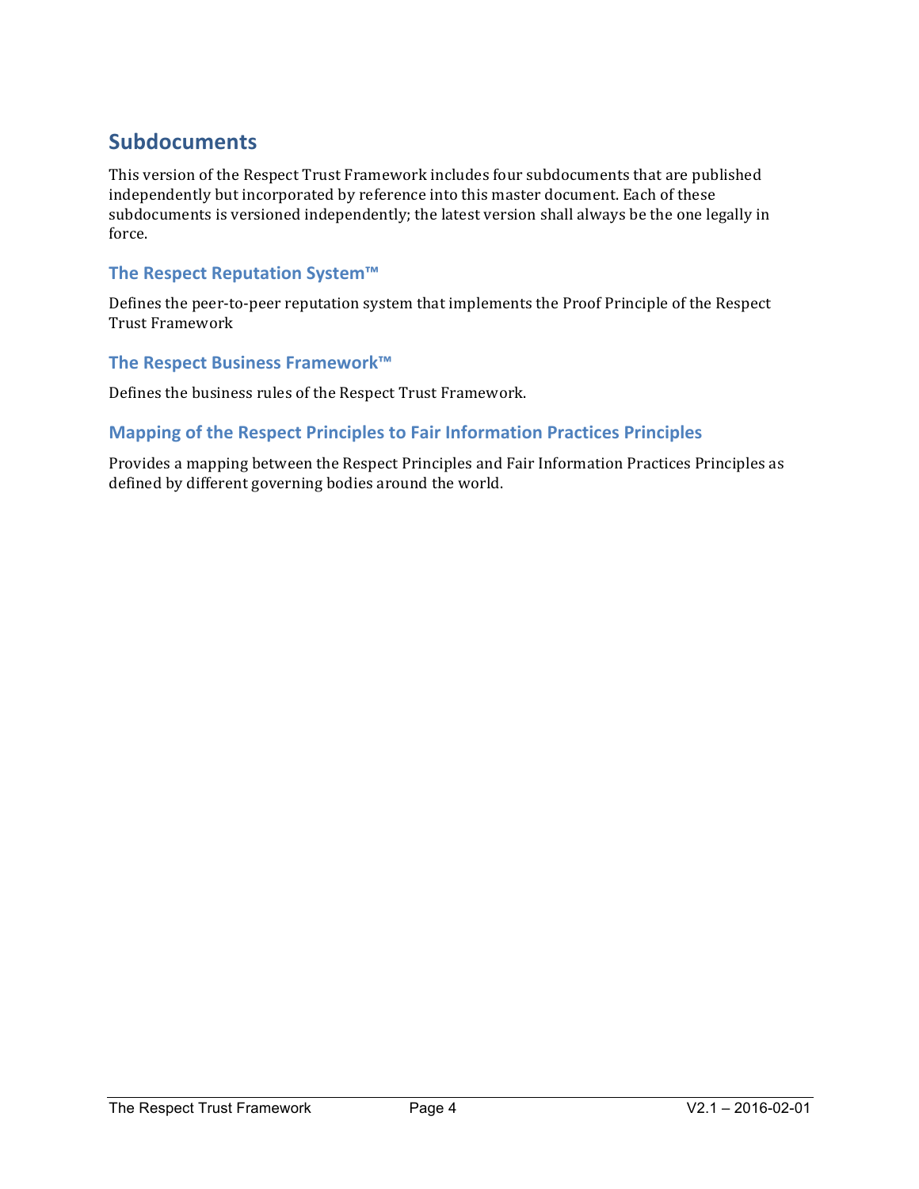## Subdocuments

This version of the Respect Trust Framework includes four subdocuments that are published independently but incorporated by reference into this master document. Each of these subdocuments is versioned independently; the latest version shall always be the one legally in force.

### The Respect Reputation System™

Defines the peer-to-peer reputation system that implements the Proof Principle of the Respect Trust Framework

### The Respect Business Framework™

Defines the business rules of the Respect Trust Framework.

### Mapping of the Respect Principles to Fair Information Practices Principles

Provides a mapping between the Respect Principles and Fair Information Practices Principles as defined by different governing bodies around the world.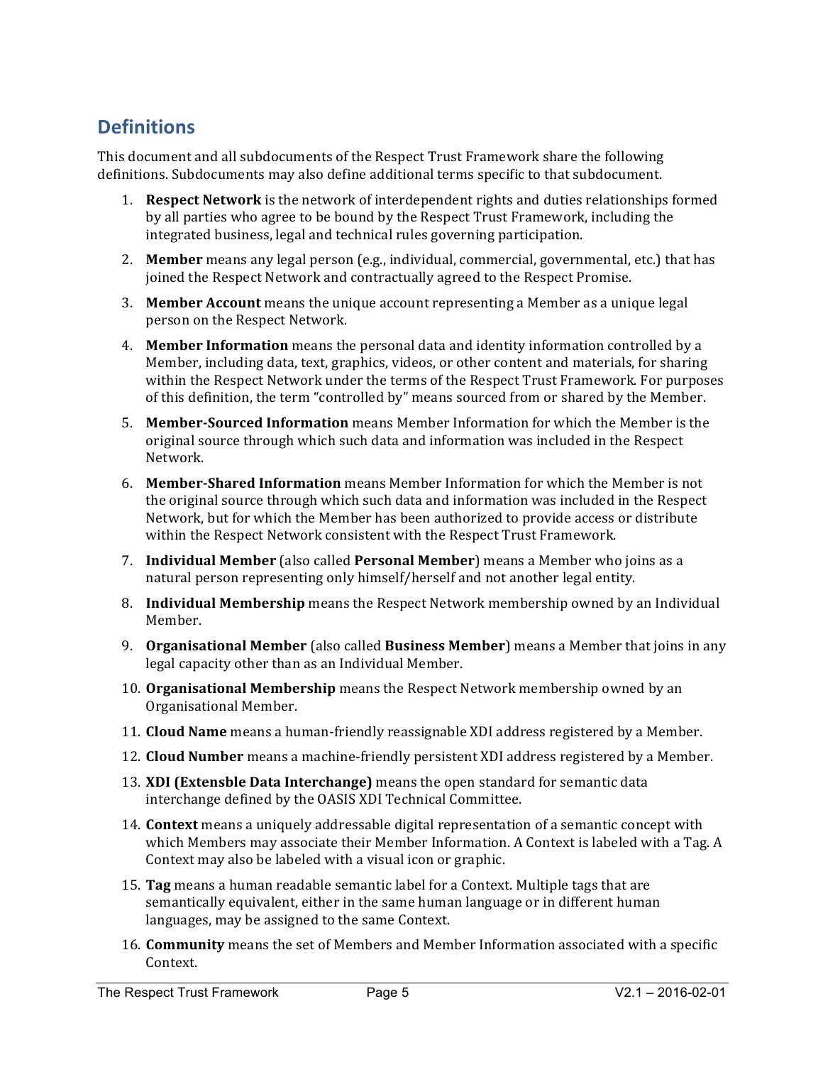## Definitions

This document and all subdocuments of the Respect Trust Framework share the following definitions. Subdocuments may also define additional terms specific to that subdocument.

1. **Respect Network** is the network of interdependent rights and duties relationships formed by all parties who agree to be bound by the Respect Trust Framework, including the integrated business, legal and technical rules governing participation.
2. **Member** means any legal person (e.g., individual, commercial, governmental, etc.) that has joined the Respect Network and contractually agreed to the Respect Promise.
3. **Member Account** means the unique account representing a Member as a unique legal person on the Respect Network.
4. **Member Information** means the personal data and identity information controlled by a Member, including data, text, graphics, videos, or other content and materials, for sharing within the Respect Network under the terms of the Respect Trust Framework. For purposes of this definition, the term "controlled by" means sourced from or shared by the Member.
5. **Member-Sourced Information** means Member Information for which the Member is the original source through which such data and information was included in the Respect Network.
6. **Member-Shared Information** means Member Information for which the Member is not the original source through which such data and information was included in the Respect Network, but for which the Member has been authorized to provide access or distribute within the Respect Network consistent with the Respect Trust Framework.
7. **Individual Member** (also called **Personal Member**) means a Member who joins as a natural person representing only himself/herself and not another legal entity.
8. **Individual Membership** means the Respect Network membership owned by an Individual Member.
9. **Organisational Member** (also called **Business Member**) means a Member that joins in any legal capacity other than as an Individual Member.
10. **Organisational Membership** means the Respect Network membership owned by an Organisational Member.
11. **Cloud Name** means a human-friendly reassignable XDI address registered by a Member.
12. **Cloud Number** means a machine-friendly persistent XDI address registered by a Member.
13. **XDI (Extensble Data Interchange)** means the open standard for semantic data interchange defined by the OASIS XDI Technical Committee.
14. **Context** means a uniquely addressable digital representation of a semantic concept with which Members may associate their Member Information. A Context is labeled with a Tag. A Context may also be labeled with a visual icon or graphic.
15. **Tag** means a human readable semantic label for a Context. Multiple tags that are semantically equivalent, either in the same human language or in different human languages, may be assigned to the same Context.
16. **Community** means the set of Members and Member Information associated with a specific Context.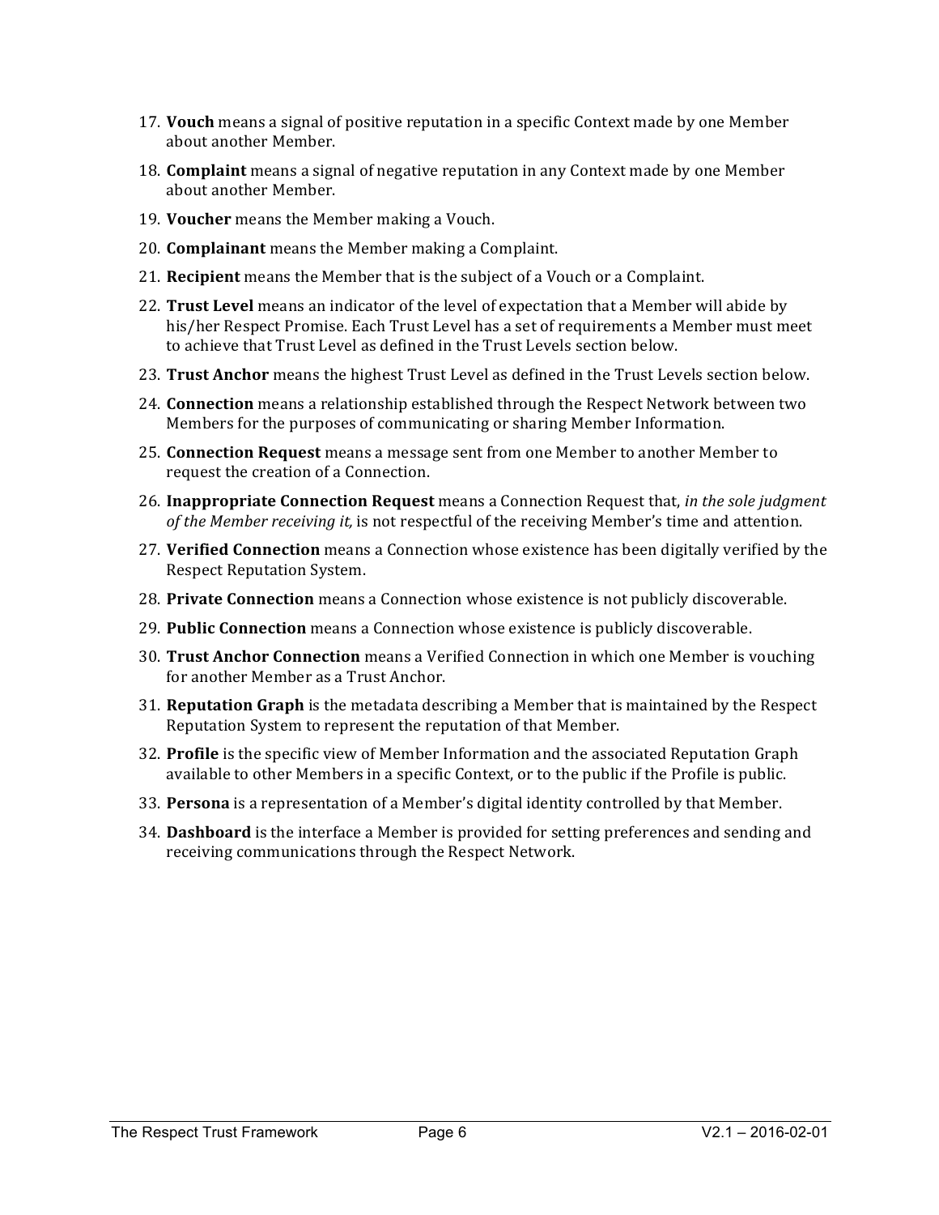17. **Vouch** means a signal of positive reputation in a specific Context made by one Member about another Member.
18. **Complaint** means a signal of negative reputation in any Context made by one Member about another Member.
19. **Voucher** means the Member making a Vouch.
20. **Complainant** means the Member making a Complaint.
21. **Recipient** means the Member that is the subject of a Vouch or a Complaint.
22. **Trust Level** means an indicator of the level of expectation that a Member will abide by his/her Respect Promise. Each Trust Level has a set of requirements a Member must meet to achieve that Trust Level as defined in the Trust Levels section below.
23. **Trust Anchor** means the highest Trust Level as defined in the Trust Levels section below.
24. **Connection** means a relationship established through the Respect Network between two Members for the purposes of communicating or sharing Member Information.
25. **Connection Request** means a message sent from one Member to another Member to request the creation of a Connection.
26. **Inappropriate Connection Request** means a Connection Request that, *in the sole judgment of the Member receiving it,* is not respectful of the receiving Member's time and attention.
27. **Verified Connection** means a Connection whose existence has been digitally verified by the Respect Reputation System.
28. **Private Connection** means a Connection whose existence is not publicly discoverable.
29. **Public Connection** means a Connection whose existence is publicly discoverable.
30. **Trust Anchor Connection** means a Verified Connection in which one Member is vouching for another Member as a Trust Anchor.
31. **Reputation Graph** is the metadata describing a Member that is maintained by the Respect Reputation System to represent the reputation of that Member.
32. **Profile** is the specific view of Member Information and the associated Reputation Graph available to other Members in a specific Context, or to the public if the Profile is public.
33. **Persona** is a representation of a Member's digital identity controlled by that Member.
34. **Dashboard** is the interface a Member is provided for setting preferences and sending and receiving communications through the Respect Network.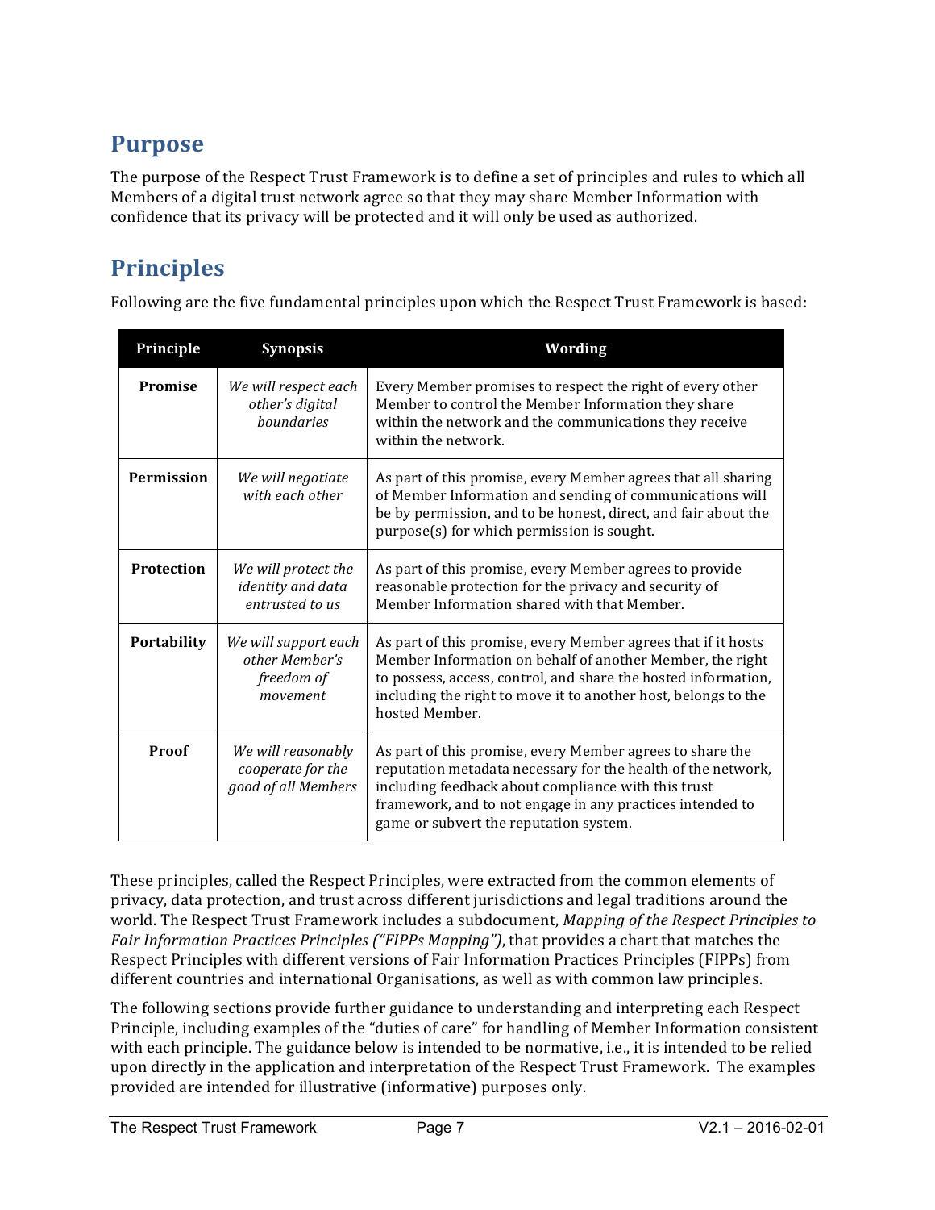## Purpose

The purpose of the Respect Trust Framework is to define a set of principles and rules to which all Members of a digital trust network agree so that they may share Member Information with confidence that its privacy will be protected and it will only be used as authorized.

## Principles

Following are the five fundamental principles upon which the Respect Trust Framework is based:

| Principle | Synopsis | Wording |
|---|---|---|
| **Promise** | *We will respect each other's digital boundaries* | Every Member promises to respect the right of every other Member to control the Member Information they share within the network and the communications they receive within the network. |
| **Permission** | *We will negotiate with each other* | As part of this promise, every Member agrees that all sharing of Member Information and sending of communications will be by permission, and to be honest, direct, and fair about the purpose(s) for which permission is sought. |
| **Protection** | *We will protect the identity and data entrusted to us* | As part of this promise, every Member agrees to provide reasonable protection for the privacy and security of Member Information shared with that Member. |
| **Portability** | *We will support each other Member's freedom of movement* | As part of this promise, every Member agrees that if it hosts Member Information on behalf of another Member, the right to possess, access, control, and share the hosted information, including the right to move it to another host, belongs to the hosted Member. |
| **Proof** | *We will reasonably cooperate for the good of all Members* | As part of this promise, every Member agrees to share the reputation metadata necessary for the health of the network, including feedback about compliance with this trust framework, and to not engage in any practices intended to game or subvert the reputation system. |

These principles, called the Respect Principles, were extracted from the common elements of privacy, data protection, and trust across different jurisdictions and legal traditions around the world. The Respect Trust Framework includes a subdocument, *Mapping of the Respect Principles to Fair Information Practices Principles ("FIPPs Mapping")*, that provides a chart that matches the Respect Principles with different versions of Fair Information Practices Principles (FIPPs) from different countries and international Organisations, as well as with common law principles.

The following sections provide further guidance to understanding and interpreting each Respect Principle, including examples of the "duties of care" for handling of Member Information consistent with each principle. The guidance below is intended to be normative, i.e., it is intended to be relied upon directly in the application and interpretation of the Respect Trust Framework. The examples provided are intended for illustrative (informative) purposes only.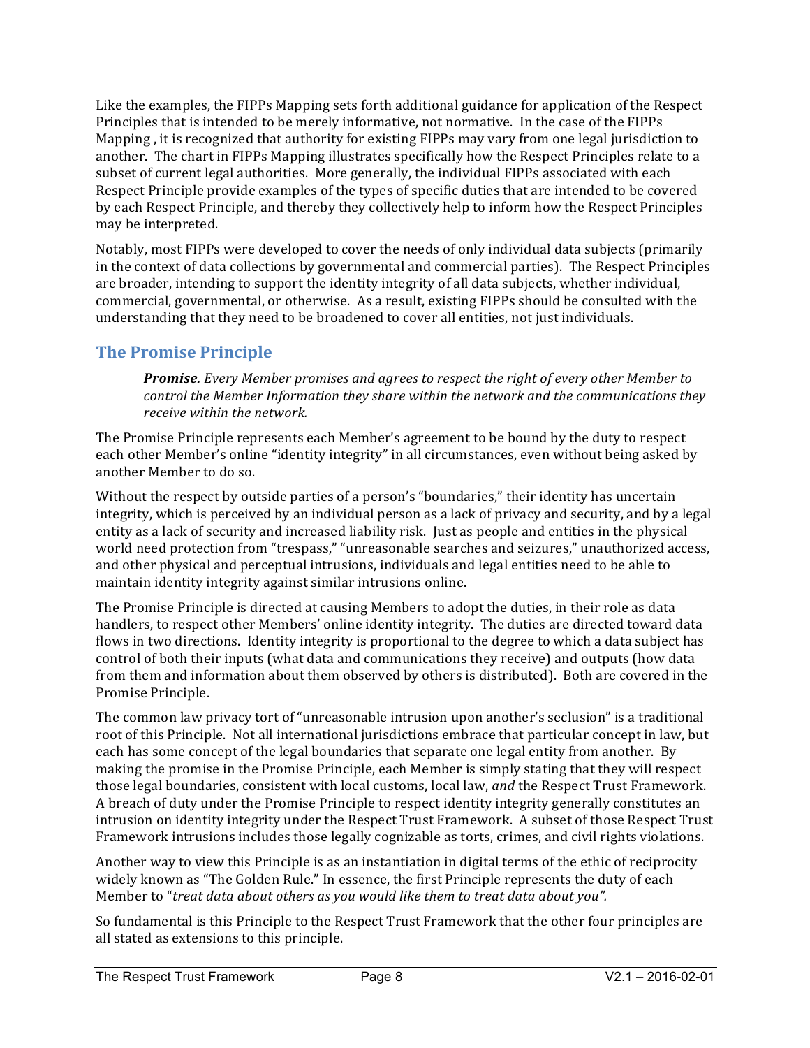Like the examples, the FIPPs Mapping sets forth additional guidance for application of the Respect Principles that is intended to be merely informative, not normative. In the case of the FIPPs Mapping , it is recognized that authority for existing FIPPs may vary from one legal jurisdiction to another. The chart in FIPPs Mapping illustrates specifically how the Respect Principles relate to a subset of current legal authorities. More generally, the individual FIPPs associated with each Respect Principle provide examples of the types of specific duties that are intended to be covered by each Respect Principle, and thereby they collectively help to inform how the Respect Principles may be interpreted.

Notably, most FIPPs were developed to cover the needs of only individual data subjects (primarily in the context of data collections by governmental and commercial parties). The Respect Principles are broader, intending to support the identity integrity of all data subjects, whether individual, commercial, governmental, or otherwise. As a result, existing FIPPs should be consulted with the understanding that they need to be broadened to cover all entities, not just individuals.

## The Promise Principle

> ***Promise.*** *Every Member promises and agrees to respect the right of every other Member to control the Member Information they share within the network and the communications they receive within the network.*

The Promise Principle represents each Member's agreement to be bound by the duty to respect each other Member's online "identity integrity" in all circumstances, even without being asked by another Member to do so.

Without the respect by outside parties of a person's "boundaries," their identity has uncertain integrity, which is perceived by an individual person as a lack of privacy and security, and by a legal entity as a lack of security and increased liability risk. Just as people and entities in the physical world need protection from "trespass," "unreasonable searches and seizures," unauthorized access, and other physical and perceptual intrusions, individuals and legal entities need to be able to maintain identity integrity against similar intrusions online.

The Promise Principle is directed at causing Members to adopt the duties, in their role as data handlers, to respect other Members' online identity integrity. The duties are directed toward data flows in two directions. Identity integrity is proportional to the degree to which a data subject has control of both their inputs (what data and communications they receive) and outputs (how data from them and information about them observed by others is distributed). Both are covered in the Promise Principle.

The common law privacy tort of "unreasonable intrusion upon another's seclusion" is a traditional root of this Principle. Not all international jurisdictions embrace that particular concept in law, but each has some concept of the legal boundaries that separate one legal entity from another. By making the promise in the Promise Principle, each Member is simply stating that they will respect those legal boundaries, consistent with local customs, local law, *and* the Respect Trust Framework. A breach of duty under the Promise Principle to respect identity integrity generally constitutes an intrusion on identity integrity under the Respect Trust Framework. A subset of those Respect Trust Framework intrusions includes those legally cognizable as torts, crimes, and civil rights violations.

Another way to view this Principle is as an instantiation in digital terms of the ethic of reciprocity widely known as "The Golden Rule." In essence, the first Principle represents the duty of each Member to "*treat data about others as you would like them to treat data about you".*

So fundamental is this Principle to the Respect Trust Framework that the other four principles are all stated as extensions to this principle.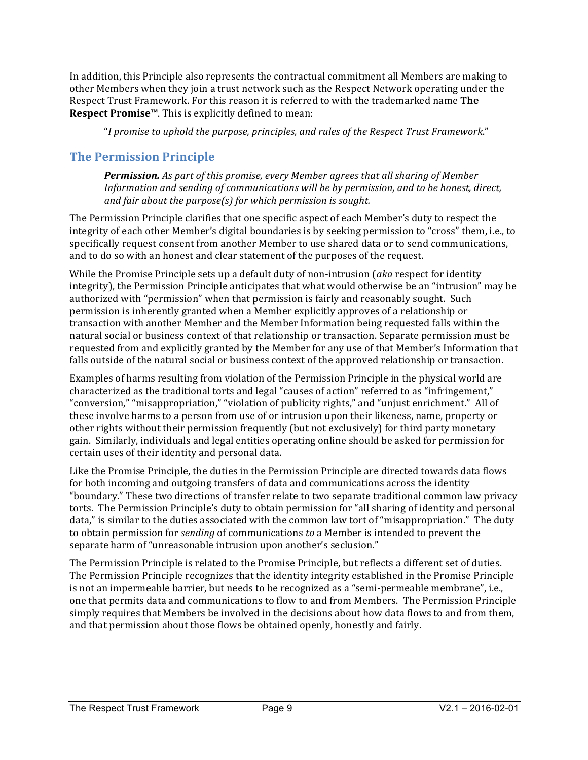In addition, this Principle also represents the contractual commitment all Members are making to other Members when they join a trust network such as the Respect Network operating under the Respect Trust Framework. For this reason it is referred to with the trademarked name **The Respect Promise™**. This is explicitly defined to mean:

> "*I promise to uphold the purpose, principles, and rules of the Respect Trust Framework*."

## The Permission Principle

> ***Permission.*** *As part of this promise, every Member agrees that all sharing of Member Information and sending of communications will be by permission, and to be honest, direct, and fair about the purpose(s) for which permission is sought.*

The Permission Principle clarifies that one specific aspect of each Member's duty to respect the integrity of each other Member's digital boundaries is by seeking permission to "cross" them, i.e., to specifically request consent from another Member to use shared data or to send communications, and to do so with an honest and clear statement of the purposes of the request.

While the Promise Principle sets up a default duty of non-intrusion (*aka* respect for identity integrity), the Permission Principle anticipates that what would otherwise be an "intrusion" may be authorized with "permission" when that permission is fairly and reasonably sought. Such permission is inherently granted when a Member explicitly approves of a relationship or transaction with another Member and the Member Information being requested falls within the natural social or business context of that relationship or transaction. Separate permission must be requested from and explicitly granted by the Member for any use of that Member's Information that falls outside of the natural social or business context of the approved relationship or transaction.

Examples of harms resulting from violation of the Permission Principle in the physical world are characterized as the traditional torts and legal "causes of action" referred to as "infringement," "conversion," "misappropriation," "violation of publicity rights," and "unjust enrichment." All of these involve harms to a person from use of or intrusion upon their likeness, name, property or other rights without their permission frequently (but not exclusively) for third party monetary gain. Similarly, individuals and legal entities operating online should be asked for permission for certain uses of their identity and personal data.

Like the Promise Principle, the duties in the Permission Principle are directed towards data flows for both incoming and outgoing transfers of data and communications across the identity "boundary." These two directions of transfer relate to two separate traditional common law privacy torts. The Permission Principle's duty to obtain permission for "all sharing of identity and personal data," is similar to the duties associated with the common law tort of "misappropriation." The duty to obtain permission for *sending* of communications *to* a Member is intended to prevent the separate harm of "unreasonable intrusion upon another's seclusion."

The Permission Principle is related to the Promise Principle, but reflects a different set of duties. The Permission Principle recognizes that the identity integrity established in the Promise Principle is not an impermeable barrier, but needs to be recognized as a "semi-permeable membrane", i.e., one that permits data and communications to flow to and from Members. The Permission Principle simply requires that Members be involved in the decisions about how data flows to and from them, and that permission about those flows be obtained openly, honestly and fairly.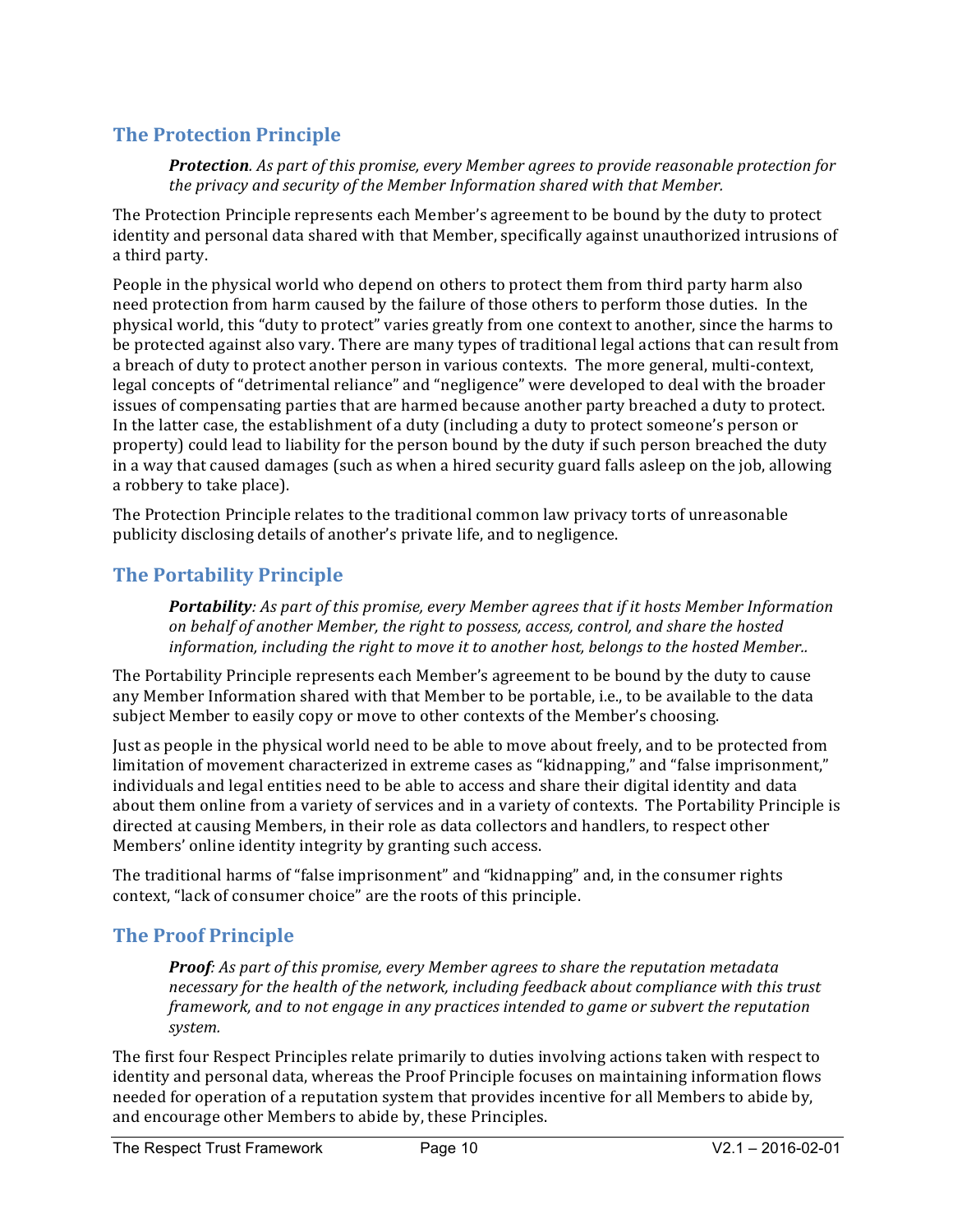## The Protection Principle

> ***Protection**. As part of this promise, every Member agrees to provide reasonable protection for the privacy and security of the Member Information shared with that Member.*

The Protection Principle represents each Member's agreement to be bound by the duty to protect identity and personal data shared with that Member, specifically against unauthorized intrusions of a third party.

People in the physical world who depend on others to protect them from third party harm also need protection from harm caused by the failure of those others to perform those duties. In the physical world, this "duty to protect" varies greatly from one context to another, since the harms to be protected against also vary. There are many types of traditional legal actions that can result from a breach of duty to protect another person in various contexts. The more general, multi-context, legal concepts of "detrimental reliance" and "negligence" were developed to deal with the broader issues of compensating parties that are harmed because another party breached a duty to protect. In the latter case, the establishment of a duty (including a duty to protect someone's person or property) could lead to liability for the person bound by the duty if such person breached the duty in a way that caused damages (such as when a hired security guard falls asleep on the job, allowing a robbery to take place).

The Protection Principle relates to the traditional common law privacy torts of unreasonable publicity disclosing details of another's private life, and to negligence.

## The Portability Principle

> ***Portability**: As part of this promise, every Member agrees that if it hosts Member Information on behalf of another Member, the right to possess, access, control, and share the hosted information, including the right to move it to another host, belongs to the hosted Member..*

The Portability Principle represents each Member's agreement to be bound by the duty to cause any Member Information shared with that Member to be portable, i.e., to be available to the data subject Member to easily copy or move to other contexts of the Member's choosing.

Just as people in the physical world need to be able to move about freely, and to be protected from limitation of movement characterized in extreme cases as "kidnapping," and "false imprisonment," individuals and legal entities need to be able to access and share their digital identity and data about them online from a variety of services and in a variety of contexts. The Portability Principle is directed at causing Members, in their role as data collectors and handlers, to respect other Members' online identity integrity by granting such access.

The traditional harms of "false imprisonment" and "kidnapping" and, in the consumer rights context, "lack of consumer choice" are the roots of this principle.

## The Proof Principle

> ***Proof**: As part of this promise, every Member agrees to share the reputation metadata necessary for the health of the network, including feedback about compliance with this trust framework, and to not engage in any practices intended to game or subvert the reputation system.*

The first four Respect Principles relate primarily to duties involving actions taken with respect to identity and personal data, whereas the Proof Principle focuses on maintaining information flows needed for operation of a reputation system that provides incentive for all Members to abide by, and encourage other Members to abide by, these Principles.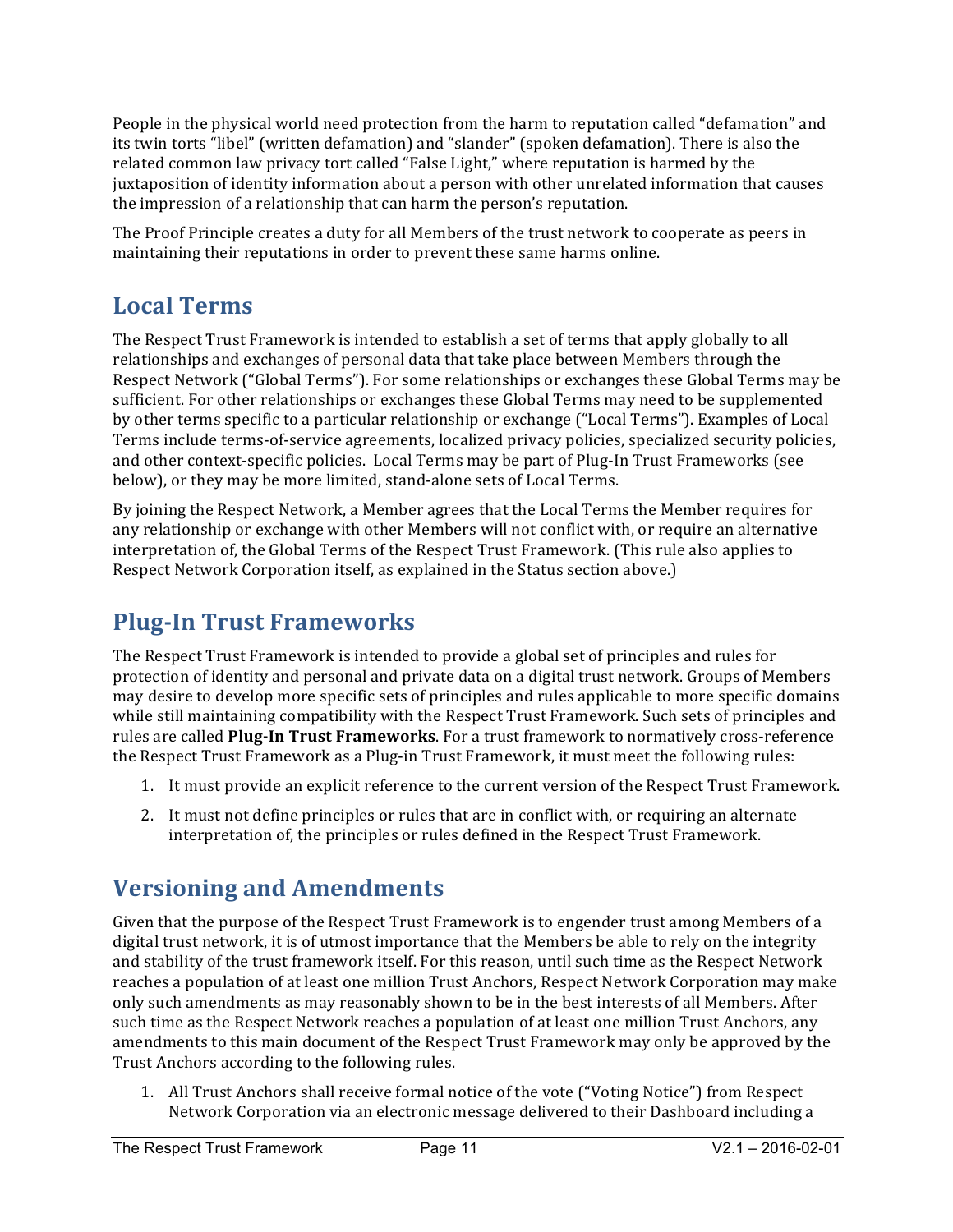People in the physical world need protection from the harm to reputation called "defamation" and its twin torts "libel" (written defamation) and "slander" (spoken defamation). There is also the related common law privacy tort called "False Light," where reputation is harmed by the juxtaposition of identity information about a person with other unrelated information that causes the impression of a relationship that can harm the person's reputation.

The Proof Principle creates a duty for all Members of the trust network to cooperate as peers in maintaining their reputations in order to prevent these same harms online.

## Local Terms

The Respect Trust Framework is intended to establish a set of terms that apply globally to all relationships and exchanges of personal data that take place between Members through the Respect Network ("Global Terms"). For some relationships or exchanges these Global Terms may be sufficient. For other relationships or exchanges these Global Terms may need to be supplemented by other terms specific to a particular relationship or exchange ("Local Terms"). Examples of Local Terms include terms-of-service agreements, localized privacy policies, specialized security policies, and other context-specific policies. Local Terms may be part of Plug-In Trust Frameworks (see below), or they may be more limited, stand-alone sets of Local Terms.

By joining the Respect Network, a Member agrees that the Local Terms the Member requires for any relationship or exchange with other Members will not conflict with, or require an alternative interpretation of, the Global Terms of the Respect Trust Framework. (This rule also applies to Respect Network Corporation itself, as explained in the Status section above.)

## Plug-In Trust Frameworks

The Respect Trust Framework is intended to provide a global set of principles and rules for protection of identity and personal and private data on a digital trust network. Groups of Members may desire to develop more specific sets of principles and rules applicable to more specific domains while still maintaining compatibility with the Respect Trust Framework. Such sets of principles and rules are called **Plug-In Trust Frameworks**. For a trust framework to normatively cross-reference the Respect Trust Framework as a Plug-in Trust Framework, it must meet the following rules:

1. It must provide an explicit reference to the current version of the Respect Trust Framework.
2. It must not define principles or rules that are in conflict with, or requiring an alternate interpretation of, the principles or rules defined in the Respect Trust Framework.

## Versioning and Amendments

Given that the purpose of the Respect Trust Framework is to engender trust among Members of a digital trust network, it is of utmost importance that the Members be able to rely on the integrity and stability of the trust framework itself. For this reason, until such time as the Respect Network reaches a population of at least one million Trust Anchors, Respect Network Corporation may make only such amendments as may reasonably shown to be in the best interests of all Members. After such time as the Respect Network reaches a population of at least one million Trust Anchors, any amendments to this main document of the Respect Trust Framework may only be approved by the Trust Anchors according to the following rules.

1. All Trust Anchors shall receive formal notice of the vote ("Voting Notice") from Respect Network Corporation via an electronic message delivered to their Dashboard including a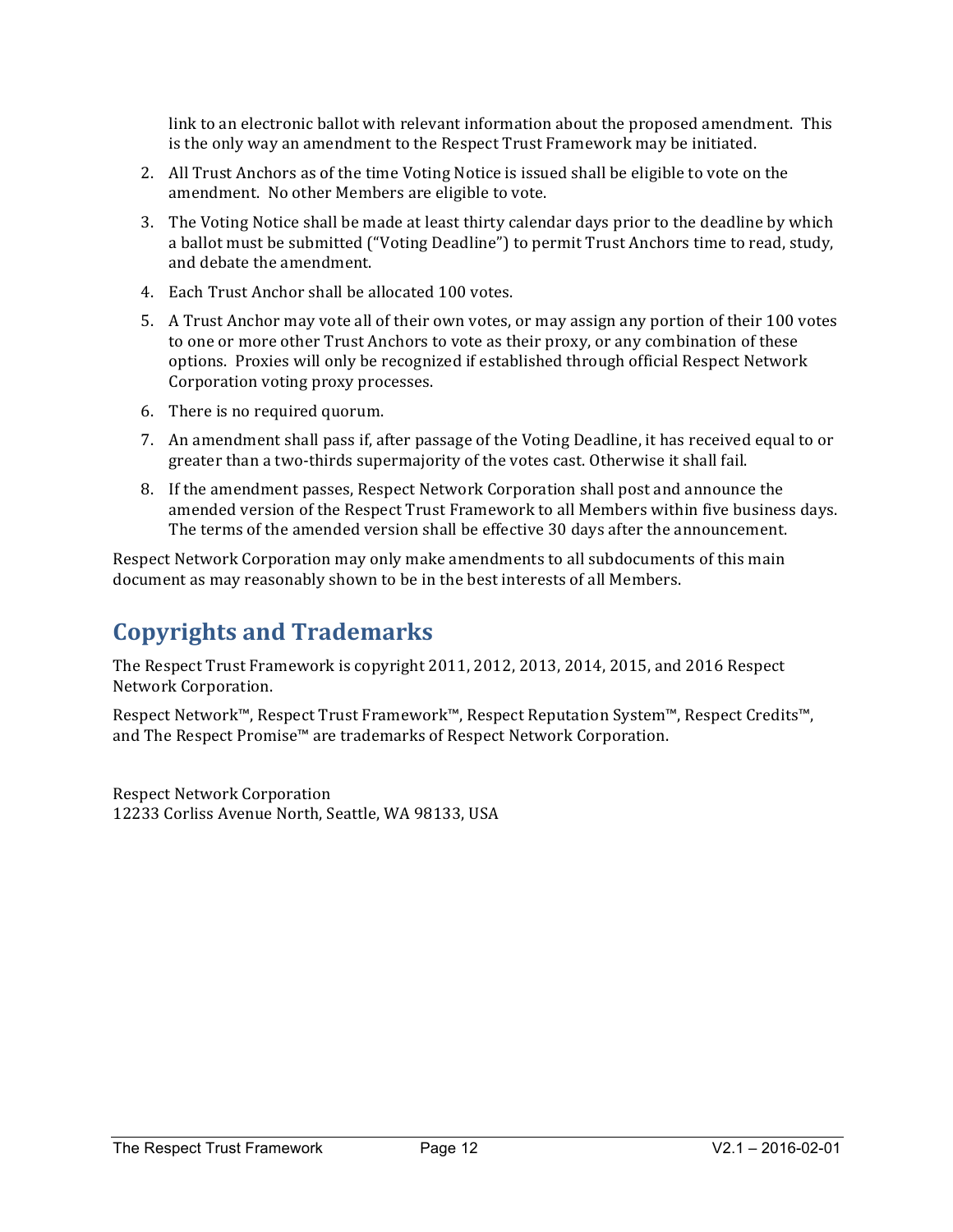link to an electronic ballot with relevant information about the proposed amendment. This is the only way an amendment to the Respect Trust Framework may be initiated.

2. All Trust Anchors as of the time Voting Notice is issued shall be eligible to vote on the amendment. No other Members are eligible to vote.
3. The Voting Notice shall be made at least thirty calendar days prior to the deadline by which a ballot must be submitted ("Voting Deadline") to permit Trust Anchors time to read, study, and debate the amendment.
4. Each Trust Anchor shall be allocated 100 votes.
5. A Trust Anchor may vote all of their own votes, or may assign any portion of their 100 votes to one or more other Trust Anchors to vote as their proxy, or any combination of these options. Proxies will only be recognized if established through official Respect Network Corporation voting proxy processes.
6. There is no required quorum.
7. An amendment shall pass if, after passage of the Voting Deadline, it has received equal to or greater than a two-thirds supermajority of the votes cast. Otherwise it shall fail.
8. If the amendment passes, Respect Network Corporation shall post and announce the amended version of the Respect Trust Framework to all Members within five business days. The terms of the amended version shall be effective 30 days after the announcement.

Respect Network Corporation may only make amendments to all subdocuments of this main document as may reasonably shown to be in the best interests of all Members.

## Copyrights and Trademarks

The Respect Trust Framework is copyright 2011, 2012, 2013, 2014, 2015, and 2016 Respect Network Corporation.

Respect Network™, Respect Trust Framework™, Respect Reputation System™, Respect Credits™, and The Respect Promise™ are trademarks of Respect Network Corporation.

Respect Network Corporation
12233 Corliss Avenue North, Seattle, WA 98133, USA